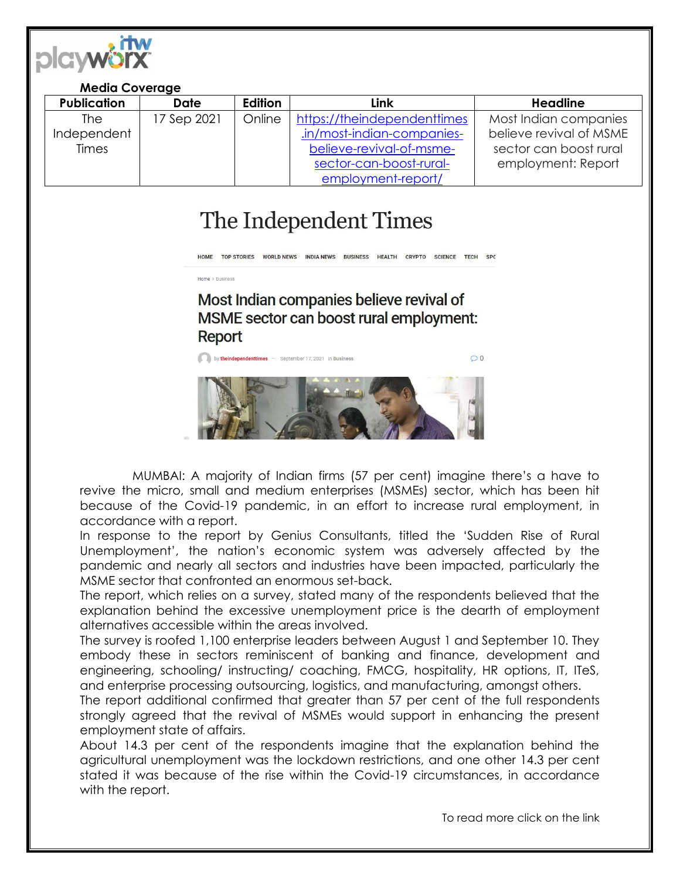**Media Coverage**

| Publication | Date | Edition | Link | Headline |
|---|---|---|---|---|
| The Independent Times | 17 Sep 2021 | Online | https://theindependenttimes.in/most-indian-companies-believe-revival-of-msme-sector-can-boost-rural-employment-report/ | Most Indian companies believe revival of MSME sector can boost rural employment: Report |

# The Independent Times

HOME TOP STORIES WORLD NEWS INDIA NEWS BUSINESS HEALTH CRYPTO SCIENCE TECH SPO

Home > Business

## Most Indian companies believe revival of MSME sector can boost rural employment: Report

by theindependenttimes — September 17, 2021 in Business 0

MUMBAI: A majority of Indian firms (57 per cent) imagine there's a have to revive the micro, small and medium enterprises (MSMEs) sector, which has been hit because of the Covid-19 pandemic, in an effort to increase rural employment, in accordance with a report.

In response to the report by Genius Consultants, titled the 'Sudden Rise of Rural Unemployment', the nation's economic system was adversely affected by the pandemic and nearly all sectors and industries have been impacted, particularly the MSME sector that confronted an enormous set-back.

The report, which relies on a survey, stated many of the respondents believed that the explanation behind the excessive unemployment price is the dearth of employment alternatives accessible within the areas involved.

The survey is roofed 1,100 enterprise leaders between August 1 and September 10. They embody these in sectors reminiscent of banking and finance, development and engineering, schooling/ instructing/ coaching, FMCG, hospitality, HR options, IT, ITeS, and enterprise processing outsourcing, logistics, and manufacturing, amongst others.

The report additional confirmed that greater than 57 per cent of the full respondents strongly agreed that the revival of MSMEs would support in enhancing the present employment state of affairs.

About 14.3 per cent of the respondents imagine that the explanation behind the agricultural unemployment was the lockdown restrictions, and one other 14.3 per cent stated it was because of the rise within the Covid-19 circumstances, in accordance with the report.

To read more click on the link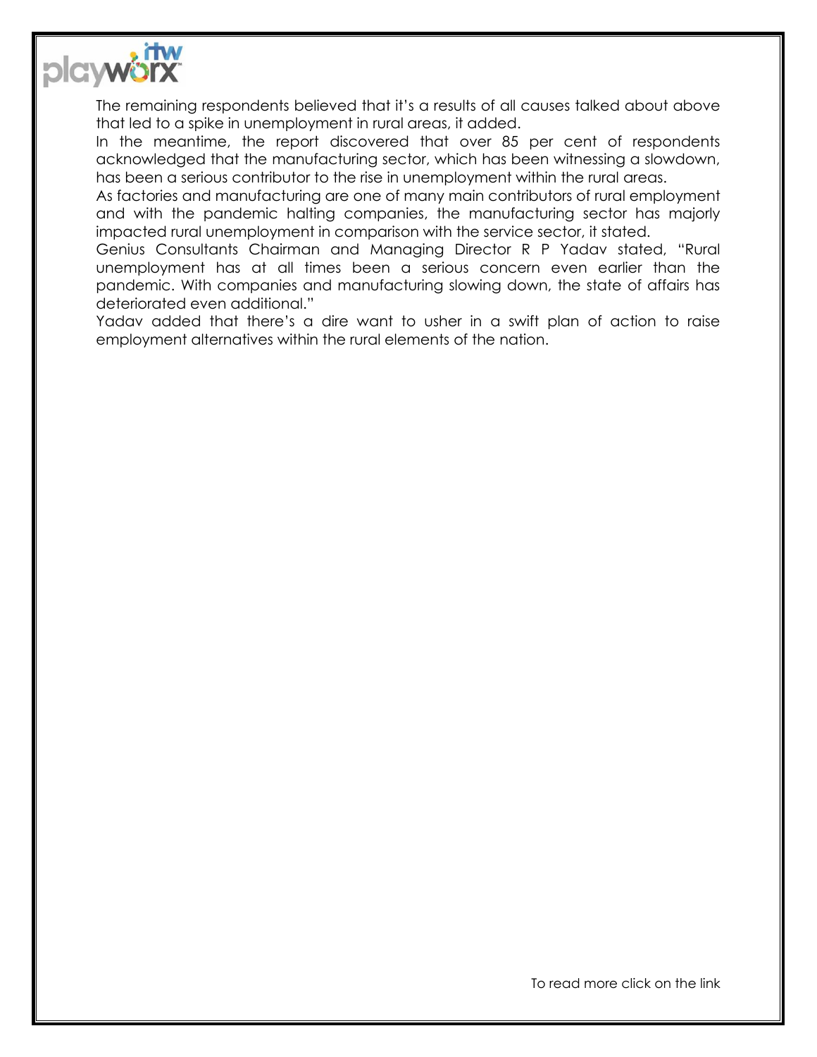The remaining respondents believed that it's a results of all causes talked about above that led to a spike in unemployment in rural areas, it added.

In the meantime, the report discovered that over 85 per cent of respondents acknowledged that the manufacturing sector, which has been witnessing a slowdown, has been a serious contributor to the rise in unemployment within the rural areas.

As factories and manufacturing are one of many main contributors of rural employment and with the pandemic halting companies, the manufacturing sector has majorly impacted rural unemployment in comparison with the service sector, it stated.

Genius Consultants Chairman and Managing Director R P Yadav stated, "Rural unemployment has at all times been a serious concern even earlier than the pandemic. With companies and manufacturing slowing down, the state of affairs has deteriorated even additional."

Yadav added that there's a dire want to usher in a swift plan of action to raise employment alternatives within the rural elements of the nation.

To read more click on the link